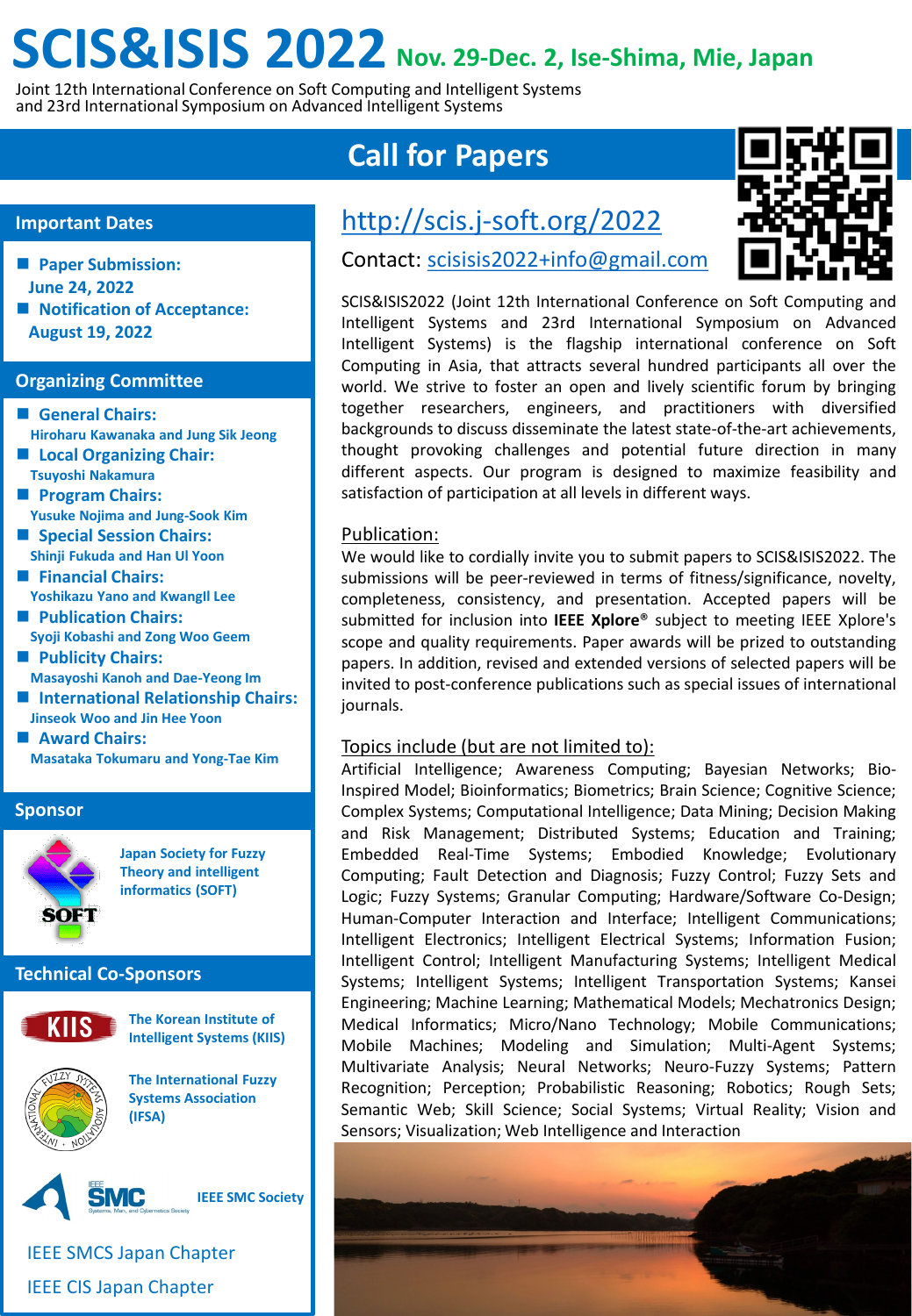# SCIS&ISIS 2022 Nov. 29-Dec. 2, Ise-Shima, Mie, Japan

Joint 12th International Conference on Soft Computing and Intelligent Systems
and 23rd International Symposium on Advanced Intelligent Systems

## Call for Papers

http://scis.j-soft.org/2022

Contact: scisisis2022+info@gmail.com

SCIS&ISIS2022 (Joint 12th International Conference on Soft Computing and Intelligent Systems and 23rd International Symposium on Advanced Intelligent Systems) is the flagship international conference on Soft Computing in Asia, that attracts several hundred participants all over the world. We strive to foster an open and lively scientific forum by bringing together researchers, engineers, and practitioners with diversified backgrounds to discuss disseminate the latest state-of-the-art achievements, thought provoking challenges and potential future direction in many different aspects. Our program is designed to maximize feasibility and satisfaction of participation at all levels in different ways.

### Publication:

We would like to cordially invite you to submit papers to SCIS&ISIS2022. The submissions will be peer-reviewed in terms of fitness/significance, novelty, completeness, consistency, and presentation. Accepted papers will be submitted for inclusion into **IEEE Xplore®** subject to meeting IEEE Xplore's scope and quality requirements. Paper awards will be prized to outstanding papers. In addition, revised and extended versions of selected papers will be invited to post-conference publications such as special issues of international journals.

### Topics include (but are not limited to):

Artificial Intelligence; Awareness Computing; Bayesian Networks; Bio-Inspired Model; Bioinformatics; Biometrics; Brain Science; Cognitive Science; Complex Systems; Computational Intelligence; Data Mining; Decision Making and Risk Management; Distributed Systems; Education and Training; Embedded Real-Time Systems; Embodied Knowledge; Evolutionary Computing; Fault Detection and Diagnosis; Fuzzy Control; Fuzzy Sets and Logic; Fuzzy Systems; Granular Computing; Hardware/Software Co-Design; Human-Computer Interaction and Interface; Intelligent Communications; Intelligent Electronics; Intelligent Electrical Systems; Information Fusion; Intelligent Control; Intelligent Manufacturing Systems; Intelligent Medical Systems; Intelligent Systems; Intelligent Transportation Systems; Kansei Engineering; Machine Learning; Mathematical Models; Mechatronics Design; Medical Informatics; Micro/Nano Technology; Mobile Communications; Mobile Machines; Modeling and Simulation; Multi-Agent Systems; Multivariate Analysis; Neural Networks; Neuro-Fuzzy Systems; Pattern Recognition; Perception; Probabilistic Reasoning; Robotics; Rough Sets; Semantic Web; Skill Science; Social Systems; Virtual Reality; Vision and Sensors; Visualization; Web Intelligence and Interaction

## Important Dates

- **Paper Submission:** June 24, 2022
- **Notification of Acceptance:** August 19, 2022

## Organizing Committee

- **General Chairs:** Hiroharu Kawanaka and Jung Sik Jeong
- **Local Organizing Chair:** Tsuyoshi Nakamura
- **Program Chairs:** Yusuke Nojima and Jung-Sook Kim
- **Special Session Chairs:** Shinji Fukuda and Han Ul Yoon
- **Financial Chairs:** Yoshikazu Yano and KwangIl Lee
- **Publication Chairs:** Syoji Kobashi and Zong Woo Geem
- **Publicity Chairs:** Masayoshi Kanoh and Dae-Yeong Im
- **International Relationship Chairs:** Jinseok Woo and Jin Hee Yoon
- **Award Chairs:** Masataka Tokumaru and Yong-Tae Kim

## Sponsor

Japan Society for Fuzzy Theory and intelligent informatics (SOFT)

## Technical Co-Sponsors

The Korean Institute of Intelligent Systems (KIIS)

The International Fuzzy Systems Association (IFSA)

IEEE SMC Society

IEEE SMCS Japan Chapter

IEEE CIS Japan Chapter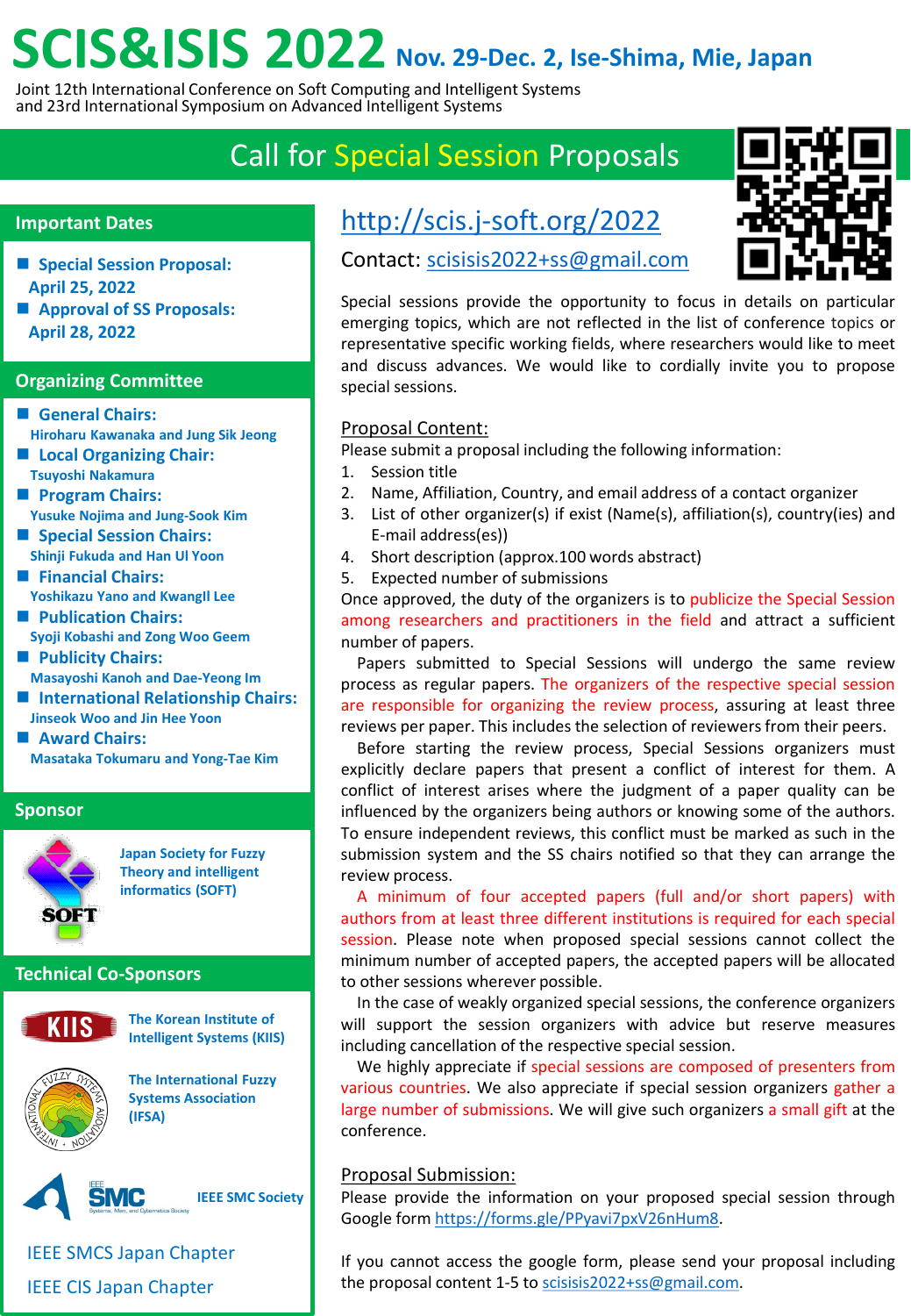# SCIS&ISIS 2022 Nov. 29-Dec. 2, Ise-Shima, Mie, Japan

Joint 12th International Conference on Soft Computing and Intelligent Systems
and 23rd International Symposium on Advanced Intelligent Systems

## Call for Special Session Proposals

## Important Dates

- **Special Session Proposal:** April 25, 2022
- **Approval of SS Proposals:** April 28, 2022

## Organizing Committee

- **General Chairs:** Hiroharu Kawanaka and Jung Sik Jeong
- **Local Organizing Chair:** Tsuyoshi Nakamura
- **Program Chairs:** Yusuke Nojima and Jung-Sook Kim
- **Special Session Chairs:** Shinji Fukuda and Han Ul Yoon
- **Financial Chairs:** Yoshikazu Yano and KwangIl Lee
- **Publication Chairs:** Syoji Kobashi and Zong Woo Geem
- **Publicity Chairs:** Masayoshi Kanoh and Dae-Yeong Im
- **International Relationship Chairs:** Jinseok Woo and Jin Hee Yoon
- **Award Chairs:** Masataka Tokumaru and Yong-Tae Kim

## Sponsor

Japan Society for Fuzzy Theory and intelligent informatics (SOFT)

## Technical Co-Sponsors

The Korean Institute of Intelligent Systems (KIIS)

The International Fuzzy Systems Association (IFSA)

IEEE SMC Society

IEEE SMCS Japan Chapter

IEEE CIS Japan Chapter

---

http://scis.j-soft.org/2022

Contact: scisisis2022+ss@gmail.com

Special sessions provide the opportunity to focus in details on particular emerging topics, which are not reflected in the list of conference topics or representative specific working fields, where researchers would like to meet and discuss advances. We would like to cordially invite you to propose special sessions.

### Proposal Content:

Please submit a proposal including the following information:

1. Session title
2. Name, Affiliation, Country, and email address of a contact organizer
3. List of other organizer(s) if exist (Name(s), affiliation(s), country(ies) and E-mail address(es))
4. Short description (approx.100 words abstract)
5. Expected number of submissions

Once approved, the duty of the organizers is to publicize the Special Session among researchers and practitioners in the field and attract a sufficient number of papers.

Papers submitted to Special Sessions will undergo the same review process as regular papers. The organizers of the respective special session are responsible for organizing the review process, assuring at least three reviews per paper. This includes the selection of reviewers from their peers.

Before starting the review process, Special Sessions organizers must explicitly declare papers that present a conflict of interest for them. A conflict of interest arises where the judgment of a paper quality can be influenced by the organizers being authors or knowing some of the authors. To ensure independent reviews, this conflict must be marked as such in the submission system and the SS chairs notified so that they can arrange the review process.

A minimum of four accepted papers (full and/or short papers) with authors from at least three different institutions is required for each special session. Please note when proposed special sessions cannot collect the minimum number of accepted papers, the accepted papers will be allocated to other sessions wherever possible.

In the case of weakly organized special sessions, the conference organizers will support the session organizers with advice but reserve measures including cancellation of the respective special session.

We highly appreciate if special sessions are composed of presenters from various countries. We also appreciate if special session organizers gather a large number of submissions. We will give such organizers a small gift at the conference.

### Proposal Submission:

Please provide the information on your proposed special session through Google form https://forms.gle/PPyavi7pxV26nHum8.

If you cannot access the google form, please send your proposal including the proposal content 1-5 to scisisis2022+ss@gmail.com.